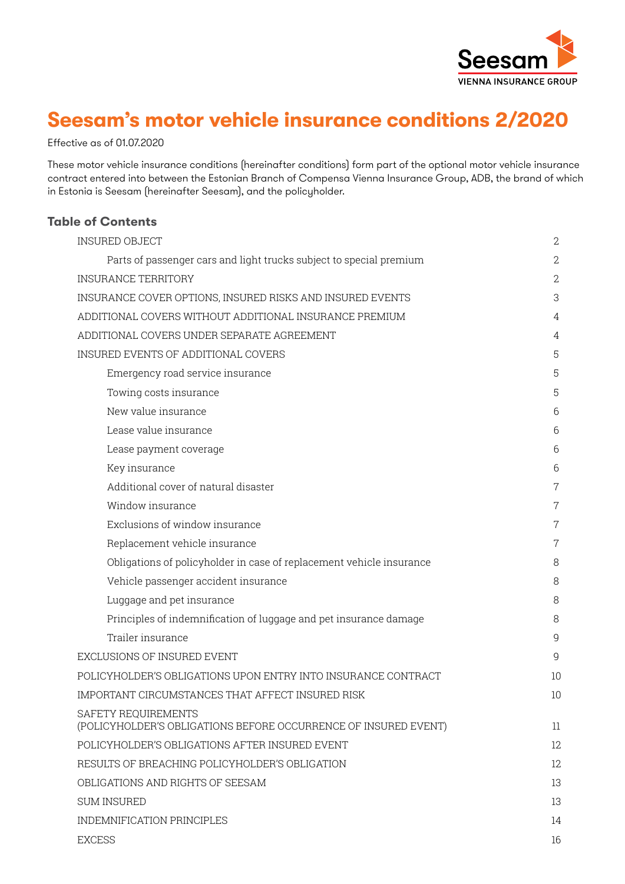# Seesam's motor vehicle insurance conditions 2/2020

Effective as of 01.07.2020

These motor vehicle insurance conditions (hereinafter conditions) form part of the optional motor vehicle insurance contract entered into between the Estonian Branch of Compensa Vienna Insurance Group, ADB, the brand of which in Estonia is Seesam (hereinafter Seesam), and the policyholder.

## Table of Contents

| | |
|---|---|
| INSURED OBJECT | 2 |
| Parts of passenger cars and light trucks subject to special premium | 2 |
| INSURANCE TERRITORY | 2 |
| INSURANCE COVER OPTIONS, INSURED RISKS AND INSURED EVENTS | 3 |
| ADDITIONAL COVERS WITHOUT ADDITIONAL INSURANCE PREMIUM | 4 |
| ADDITIONAL COVERS UNDER SEPARATE AGREEMENT | 4 |
| INSURED EVENTS OF ADDITIONAL COVERS | 5 |
| Emergency road service insurance | 5 |
| Towing costs insurance | 5 |
| New value insurance | 6 |
| Lease value insurance | 6 |
| Lease payment coverage | 6 |
| Key insurance | 6 |
| Additional cover of natural disaster | 7 |
| Window insurance | 7 |
| Exclusions of window insurance | 7 |
| Replacement vehicle insurance | 7 |
| Obligations of policyholder in case of replacement vehicle insurance | 8 |
| Vehicle passenger accident insurance | 8 |
| Luggage and pet insurance | 8 |
| Principles of indemnification of luggage and pet insurance damage | 8 |
| Trailer insurance | 9 |
| EXCLUSIONS OF INSURED EVENT | 9 |
| POLICYHOLDER'S OBLIGATIONS UPON ENTRY INTO INSURANCE CONTRACT | 10 |
| IMPORTANT CIRCUMSTANCES THAT AFFECT INSURED RISK | 10 |
| SAFETY REQUIREMENTS (POLICYHOLDER'S OBLIGATIONS BEFORE OCCURRENCE OF INSURED EVENT) | 11 |
| POLICYHOLDER'S OBLIGATIONS AFTER INSURED EVENT | 12 |
| RESULTS OF BREACHING POLICYHOLDER'S OBLIGATION | 12 |
| OBLIGATIONS AND RIGHTS OF SEESAM | 13 |
| SUM INSURED | 13 |
| INDEMNIFICATION PRINCIPLES | 14 |
| EXCESS | 16 |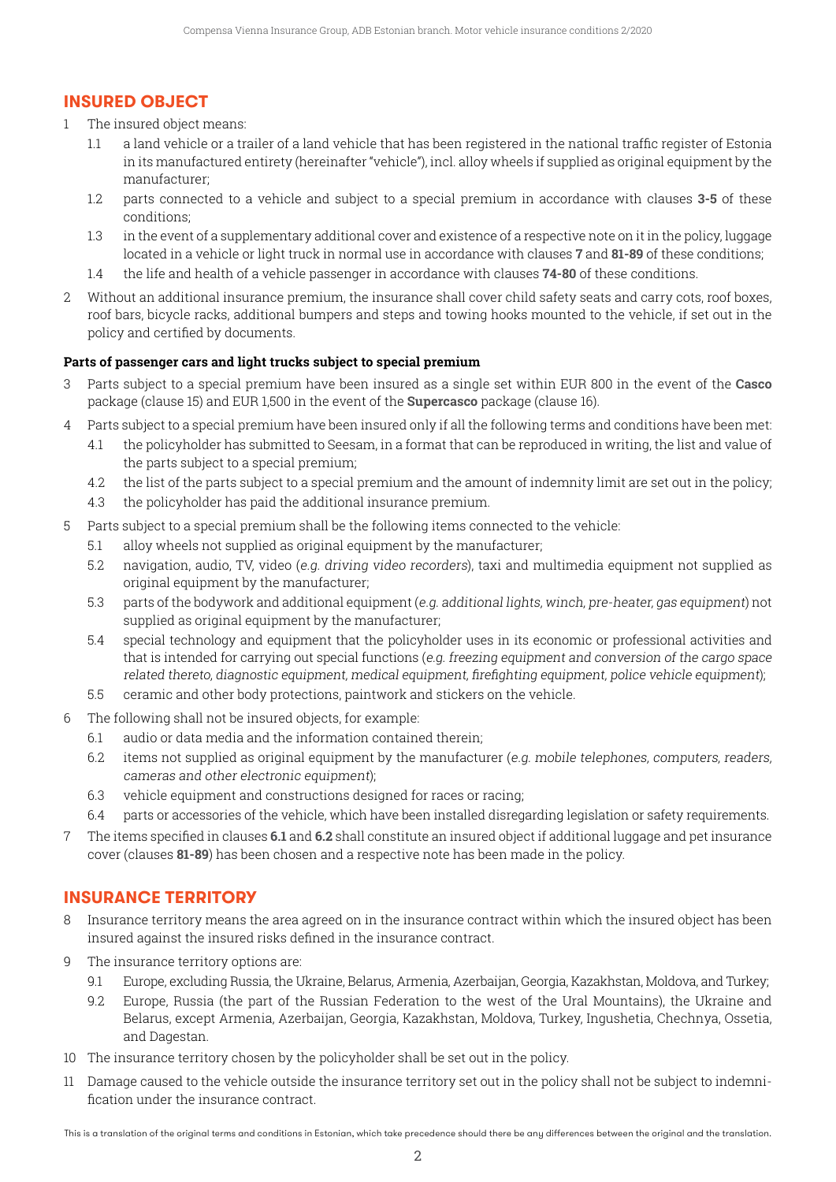## INSURED OBJECT

1 The insured object means:

  1.1 a land vehicle or a trailer of a land vehicle that has been registered in the national traffic register of Estonia in its manufactured entirety (hereinafter "vehicle"), incl. alloy wheels if supplied as original equipment by the manufacturer;

  1.2 parts connected to a vehicle and subject to a special premium in accordance with clauses **3-5** of these conditions;

  1.3 in the event of a supplementary additional cover and existence of a respective note on it in the policy, luggage located in a vehicle or light truck in normal use in accordance with clauses **7** and **81-89** of these conditions;

  1.4 the life and health of a vehicle passenger in accordance with clauses **74-80** of these conditions.

2 Without an additional insurance premium, the insurance shall cover child safety seats and carry cots, roof boxes, roof bars, bicycle racks, additional bumpers and steps and towing hooks mounted to the vehicle, if set out in the policy and certified by documents.

**Parts of passenger cars and light trucks subject to special premium**

3 Parts subject to a special premium have been insured as a single set within EUR 800 in the event of the **Casco** package (clause 15) and EUR 1,500 in the event of the **Supercasco** package (clause 16).

4 Parts subject to a special premium have been insured only if all the following terms and conditions have been met:

  4.1 the policyholder has submitted to Seesam, in a format that can be reproduced in writing, the list and value of the parts subject to a special premium;

  4.2 the list of the parts subject to a special premium and the amount of indemnity limit are set out in the policy;

  4.3 the policyholder has paid the additional insurance premium.

5 Parts subject to a special premium shall be the following items connected to the vehicle:

  5.1 alloy wheels not supplied as original equipment by the manufacturer;

  5.2 navigation, audio, TV, video (*e.g. driving video recorders*), taxi and multimedia equipment not supplied as original equipment by the manufacturer;

  5.3 parts of the bodywork and additional equipment (*e.g. additional lights, winch, pre-heater, gas equipment*) not supplied as original equipment by the manufacturer;

  5.4 special technology and equipment that the policyholder uses in its economic or professional activities and that is intended for carrying out special functions (*e.g. freezing equipment and conversion of the cargo space related thereto, diagnostic equipment, medical equipment, firefighting equipment, police vehicle equipment*);

  5.5 ceramic and other body protections, paintwork and stickers on the vehicle.

6 The following shall not be insured objects, for example:

  6.1 audio or data media and the information contained therein;

  6.2 items not supplied as original equipment by the manufacturer (*e.g. mobile telephones, computers, readers, cameras and other electronic equipment*);

  6.3 vehicle equipment and constructions designed for races or racing;

  6.4 parts or accessories of the vehicle, which have been installed disregarding legislation or safety requirements.

7 The items specified in clauses **6.1** and **6.2** shall constitute an insured object if additional luggage and pet insurance cover (clauses **81-89**) has been chosen and a respective note has been made in the policy.

## INSURANCE TERRITORY

8 Insurance territory means the area agreed on in the insurance contract within which the insured object has been insured against the insured risks defined in the insurance contract.

9 The insurance territory options are:

  9.1 Europe, excluding Russia, the Ukraine, Belarus, Armenia, Azerbaijan, Georgia, Kazakhstan, Moldova, and Turkey;

  9.2 Europe, Russia (the part of the Russian Federation to the west of the Ural Mountains), the Ukraine and Belarus, except Armenia, Azerbaijan, Georgia, Kazakhstan, Moldova, Turkey, Ingushetia, Chechnya, Ossetia, and Dagestan.

10 The insurance territory chosen by the policyholder shall be set out in the policy.

11 Damage caused to the vehicle outside the insurance territory set out in the policy shall not be subject to indemnification under the insurance contract.

This is a translation of the original terms and conditions in Estonian, which take precedence should there be any differences between the original and the translation.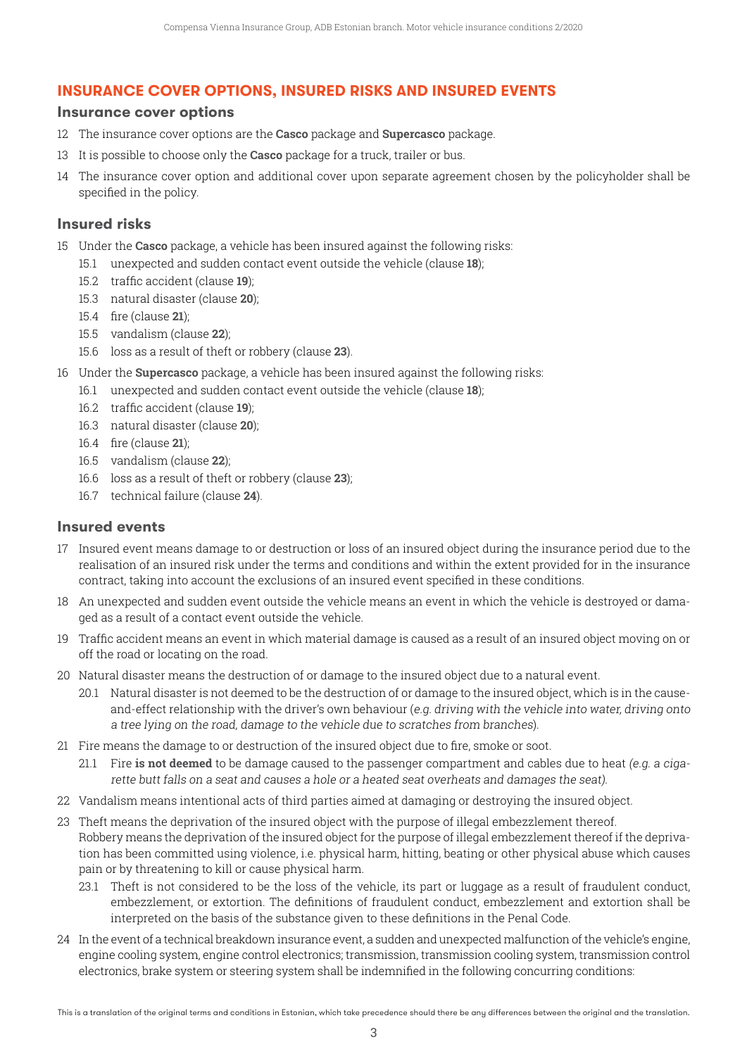## INSURANCE COVER OPTIONS, INSURED RISKS AND INSURED EVENTS

### Insurance cover options

12 The insurance cover options are the **Casco** package and **Supercasco** package.

13 It is possible to choose only the **Casco** package for a truck, trailer or bus.

14 The insurance cover option and additional cover upon separate agreement chosen by the policyholder shall be specified in the policy.

### Insured risks

15 Under the **Casco** package, a vehicle has been insured against the following risks:

- 15.1 unexpected and sudden contact event outside the vehicle (clause **18**);
- 15.2 traffic accident (clause **19**);
- 15.3 natural disaster (clause **20**);
- 15.4 fire (clause **21**);
- 15.5 vandalism (clause **22**);
- 15.6 loss as a result of theft or robbery (clause **23**).

16 Under the **Supercasco** package, a vehicle has been insured against the following risks:

- 16.1 unexpected and sudden contact event outside the vehicle (clause **18**);
- 16.2 traffic accident (clause **19**);
- 16.3 natural disaster (clause **20**);
- 16.4 fire (clause **21**);
- 16.5 vandalism (clause **22**);
- 16.6 loss as a result of theft or robbery (clause **23**);
- 16.7 technical failure (clause **24**).

### Insured events

17 Insured event means damage to or destruction or loss of an insured object during the insurance period due to the realisation of an insured risk under the terms and conditions and within the extent provided for in the insurance contract, taking into account the exclusions of an insured event specified in these conditions.

18 An unexpected and sudden event outside the vehicle means an event in which the vehicle is destroyed or damaged as a result of a contact event outside the vehicle.

19 Traffic accident means an event in which material damage is caused as a result of an insured object moving on or off the road or locating on the road.

20 Natural disaster means the destruction of or damage to the insured object due to a natural event.

- 20.1 Natural disaster is not deemed to be the destruction of or damage to the insured object, which is in the cause-and-effect relationship with the driver's own behaviour (*e.g. driving with the vehicle into water, driving onto a tree lying on the road, damage to the vehicle due to scratches from branches*).

21 Fire means the damage to or destruction of the insured object due to fire, smoke or soot.

- 21.1 Fire **is not deemed** to be damage caused to the passenger compartment and cables due to heat *(e.g. a cigarette butt falls on a seat and causes a hole or a heated seat overheats and damages the seat).*

22 Vandalism means intentional acts of third parties aimed at damaging or destroying the insured object.

23 Theft means the deprivation of the insured object with the purpose of illegal embezzlement thereof.
Robbery means the deprivation of the insured object for the purpose of illegal embezzlement thereof if the deprivation has been committed using violence, i.e. physical harm, hitting, beating or other physical abuse which causes pain or by threatening to kill or cause physical harm.

- 23.1 Theft is not considered to be the loss of the vehicle, its part or luggage as a result of fraudulent conduct, embezzlement, or extortion. The definitions of fraudulent conduct, embezzlement and extortion shall be interpreted on the basis of the substance given to these definitions in the Penal Code.

24 In the event of a technical breakdown insurance event, a sudden and unexpected malfunction of the vehicle's engine, engine cooling system, engine control electronics; transmission, transmission cooling system, transmission control electronics, brake system or steering system shall be indemnified in the following concurring conditions:

This is a translation of the original terms and conditions in Estonian, which take precedence should there be any differences between the original and the translation.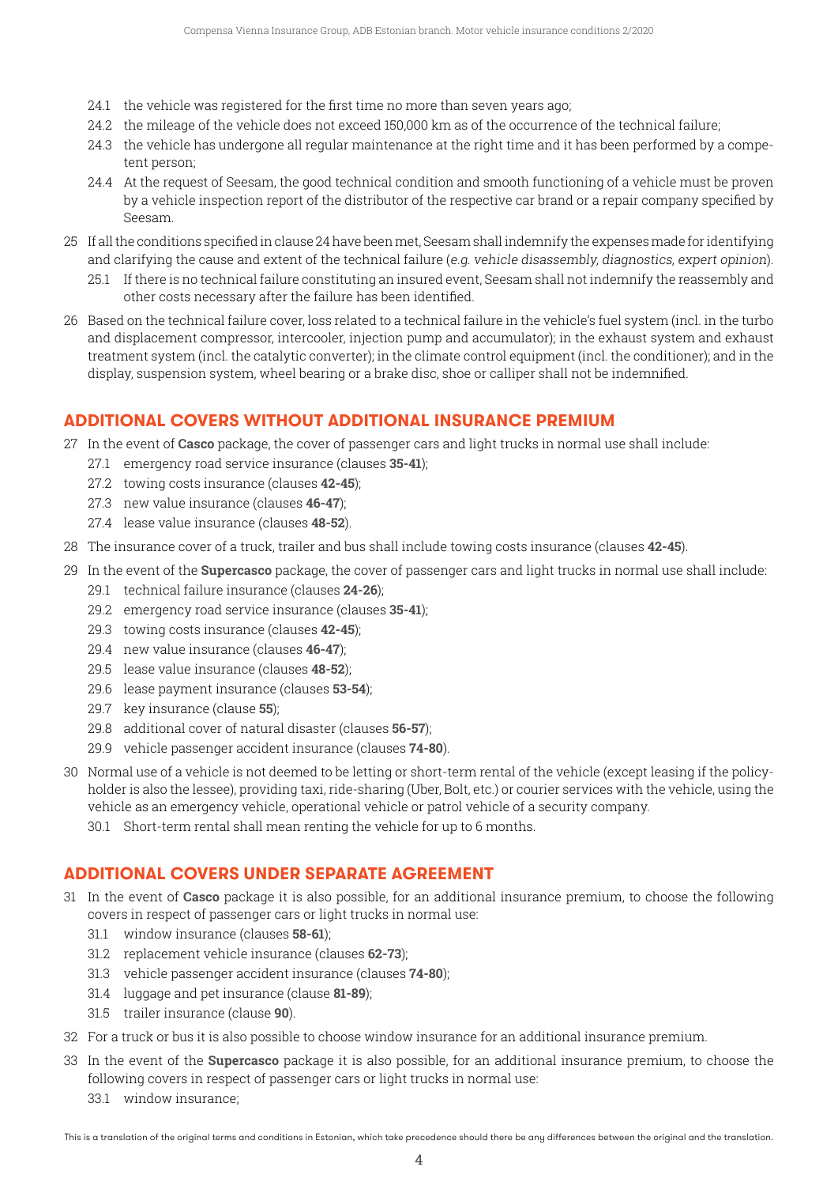24.1 the vehicle was registered for the first time no more than seven years ago;

24.2 the mileage of the vehicle does not exceed 150,000 km as of the occurrence of the technical failure;

24.3 the vehicle has undergone all regular maintenance at the right time and it has been performed by a competent person;

24.4 At the request of Seesam, the good technical condition and smooth functioning of a vehicle must be proven by a vehicle inspection report of the distributor of the respective car brand or a repair company specified by Seesam.

25 If all the conditions specified in clause 24 have been met, Seesam shall indemnify the expenses made for identifying and clarifying the cause and extent of the technical failure (*e.g. vehicle disassembly, diagnostics, expert opinion*).

25.1 If there is no technical failure constituting an insured event, Seesam shall not indemnify the reassembly and other costs necessary after the failure has been identified.

26 Based on the technical failure cover, loss related to a technical failure in the vehicle's fuel system (incl. in the turbo and displacement compressor, intercooler, injection pump and accumulator); in the exhaust system and exhaust treatment system (incl. the catalytic converter); in the climate control equipment (incl. the conditioner); and in the display, suspension system, wheel bearing or a brake disc, shoe or calliper shall not be indemnified.

## ADDITIONAL COVERS WITHOUT ADDITIONAL INSURANCE PREMIUM

27 In the event of **Casco** package, the cover of passenger cars and light trucks in normal use shall include:

27.1 emergency road service insurance (clauses **35-41**);

27.2 towing costs insurance (clauses **42-45**);

27.3 new value insurance (clauses **46-47**);

27.4 lease value insurance (clauses **48-52**).

28 The insurance cover of a truck, trailer and bus shall include towing costs insurance (clauses **42-45**).

29 In the event of the **Supercasco** package, the cover of passenger cars and light trucks in normal use shall include:

29.1 technical failure insurance (clauses **24-26**);

29.2 emergency road service insurance (clauses **35-41**);

29.3 towing costs insurance (clauses **42-45**);

29.4 new value insurance (clauses **46-47**);

29.5 lease value insurance (clauses **48-52**);

29.6 lease payment insurance (clauses **53-54**);

29.7 key insurance (clause **55**);

29.8 additional cover of natural disaster (clauses **56-57**);

29.9 vehicle passenger accident insurance (clauses **74-80**).

30 Normal use of a vehicle is not deemed to be letting or short-term rental of the vehicle (except leasing if the policyholder is also the lessee), providing taxi, ride-sharing (Uber, Bolt, etc.) or courier services with the vehicle, using the vehicle as an emergency vehicle, operational vehicle or patrol vehicle of a security company.

30.1 Short-term rental shall mean renting the vehicle for up to 6 months.

## ADDITIONAL COVERS UNDER SEPARATE AGREEMENT

31 In the event of **Casco** package it is also possible, for an additional insurance premium, to choose the following covers in respect of passenger cars or light trucks in normal use:

31.1 window insurance (clauses **58-61**);

31.2 replacement vehicle insurance (clauses **62-73**);

31.3 vehicle passenger accident insurance (clauses **74-80**);

31.4 luggage and pet insurance (clause **81-89**);

31.5 trailer insurance (clause **90**).

32 For a truck or bus it is also possible to choose window insurance for an additional insurance premium.

33 In the event of the **Supercasco** package it is also possible, for an additional insurance premium, to choose the following covers in respect of passenger cars or light trucks in normal use:

33.1 window insurance;

This is a translation of the original terms and conditions in Estonian, which take precedence should there be any differences between the original and the translation.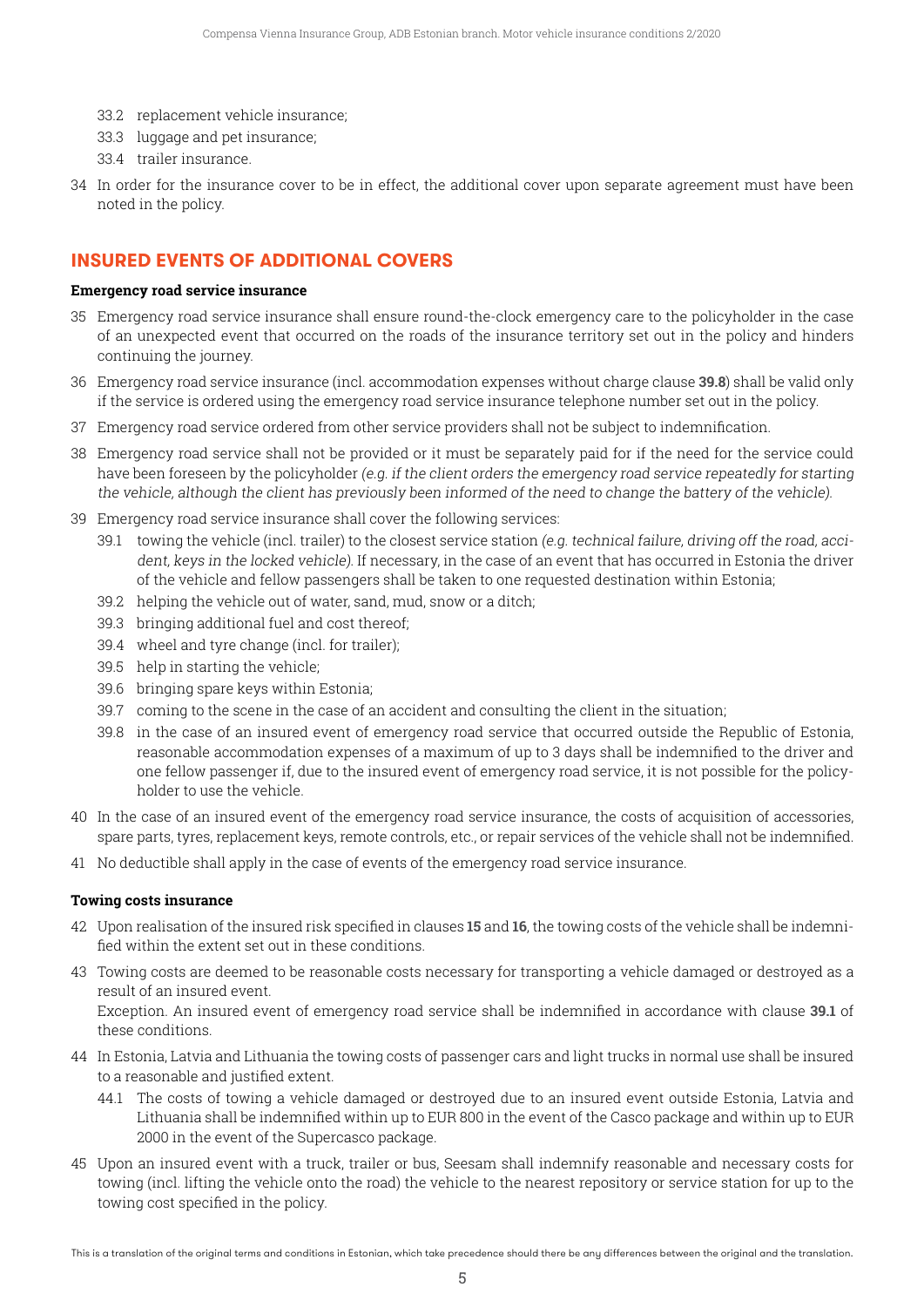33.2 replacement vehicle insurance;

33.3 luggage and pet insurance;

33.4 trailer insurance.

34 In order for the insurance cover to be in effect, the additional cover upon separate agreement must have been noted in the policy.

## INSURED EVENTS OF ADDITIONAL COVERS

**Emergency road service insurance**

35 Emergency road service insurance shall ensure round-the-clock emergency care to the policyholder in the case of an unexpected event that occurred on the roads of the insurance territory set out in the policy and hinders continuing the journey.

36 Emergency road service insurance (incl. accommodation expenses without charge clause **39.8**) shall be valid only if the service is ordered using the emergency road service insurance telephone number set out in the policy.

37 Emergency road service ordered from other service providers shall not be subject to indemnification.

38 Emergency road service shall not be provided or it must be separately paid for if the need for the service could have been foreseen by the policyholder *(e.g. if the client orders the emergency road service repeatedly for starting the vehicle, although the client has previously been informed of the need to change the battery of the vehicle).*

39 Emergency road service insurance shall cover the following services:

39.1 towing the vehicle (incl. trailer) to the closest service station *(e.g. technical failure, driving off the road, accident, keys in the locked vehicle).* If necessary, in the case of an event that has occurred in Estonia the driver of the vehicle and fellow passengers shall be taken to one requested destination within Estonia;

39.2 helping the vehicle out of water, sand, mud, snow or a ditch;

39.3 bringing additional fuel and cost thereof;

39.4 wheel and tyre change (incl. for trailer);

39.5 help in starting the vehicle;

39.6 bringing spare keys within Estonia;

39.7 coming to the scene in the case of an accident and consulting the client in the situation;

39.8 in the case of an insured event of emergency road service that occurred outside the Republic of Estonia, reasonable accommodation expenses of a maximum of up to 3 days shall be indemnified to the driver and one fellow passenger if, due to the insured event of emergency road service, it is not possible for the policyholder to use the vehicle.

40 In the case of an insured event of the emergency road service insurance, the costs of acquisition of accessories, spare parts, tyres, replacement keys, remote controls, etc., or repair services of the vehicle shall not be indemnified.

41 No deductible shall apply in the case of events of the emergency road service insurance.

**Towing costs insurance**

42 Upon realisation of the insured risk specified in clauses **15** and **16**, the towing costs of the vehicle shall be indemnified within the extent set out in these conditions.

43 Towing costs are deemed to be reasonable costs necessary for transporting a vehicle damaged or destroyed as a result of an insured event.
Exception. An insured event of emergency road service shall be indemnified in accordance with clause **39.1** of these conditions.

44 In Estonia, Latvia and Lithuania the towing costs of passenger cars and light trucks in normal use shall be insured to a reasonable and justified extent.

44.1 The costs of towing a vehicle damaged or destroyed due to an insured event outside Estonia, Latvia and Lithuania shall be indemnified within up to EUR 800 in the event of the Casco package and within up to EUR 2000 in the event of the Supercasco package.

45 Upon an insured event with a truck, trailer or bus, Seesam shall indemnify reasonable and necessary costs for towing (incl. lifting the vehicle onto the road) the vehicle to the nearest repository or service station for up to the towing cost specified in the policy.

This is a translation of the original terms and conditions in Estonian, which take precedence should there be any differences between the original and the translation.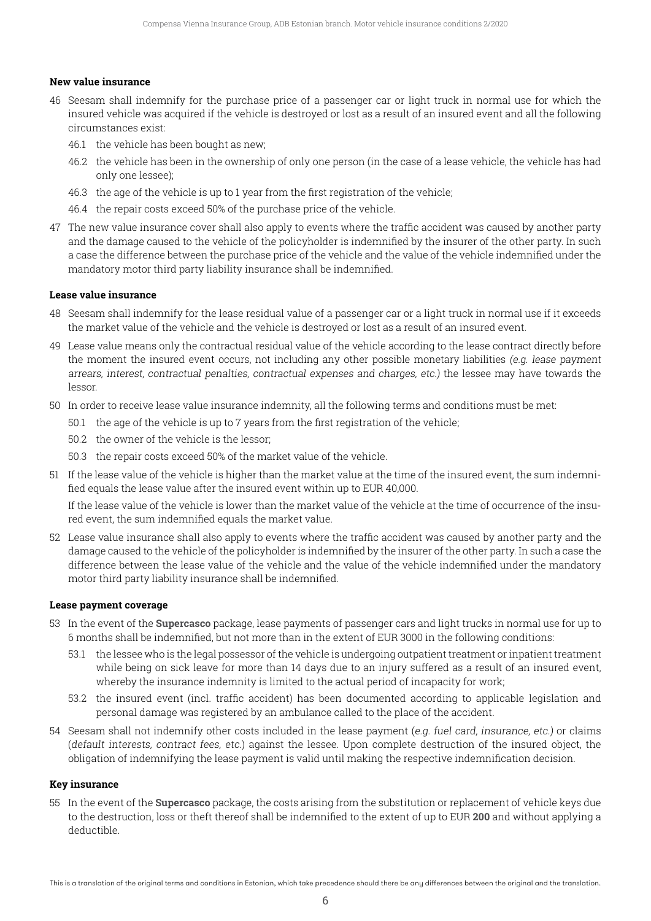**New value insurance**

46 Seesam shall indemnify for the purchase price of a passenger car or light truck in normal use for which the insured vehicle was acquired if the vehicle is destroyed or lost as a result of an insured event and all the following circumstances exist:

46.1 the vehicle has been bought as new;

46.2 the vehicle has been in the ownership of only one person (in the case of a lease vehicle, the vehicle has had only one lessee);

46.3 the age of the vehicle is up to 1 year from the first registration of the vehicle;

46.4 the repair costs exceed 50% of the purchase price of the vehicle.

47 The new value insurance cover shall also apply to events where the traffic accident was caused by another party and the damage caused to the vehicle of the policyholder is indemnified by the insurer of the other party. In such a case the difference between the purchase price of the vehicle and the value of the vehicle indemnified under the mandatory motor third party liability insurance shall be indemnified.

**Lease value insurance**

48 Seesam shall indemnify for the lease residual value of a passenger car or a light truck in normal use if it exceeds the market value of the vehicle and the vehicle is destroyed or lost as a result of an insured event.

49 Lease value means only the contractual residual value of the vehicle according to the lease contract directly before the moment the insured event occurs, not including any other possible monetary liabilities *(e.g. lease payment arrears, interest, contractual penalties, contractual expenses and charges, etc.)* the lessee may have towards the lessor.

50 In order to receive lease value insurance indemnity, all the following terms and conditions must be met:

50.1 the age of the vehicle is up to 7 years from the first registration of the vehicle;

50.2 the owner of the vehicle is the lessor;

50.3 the repair costs exceed 50% of the market value of the vehicle.

51 If the lease value of the vehicle is higher than the market value at the time of the insured event, the sum indemnified equals the lease value after the insured event within up to EUR 40,000.

If the lease value of the vehicle is lower than the market value of the vehicle at the time of occurrence of the insured event, the sum indemnified equals the market value.

52 Lease value insurance shall also apply to events where the traffic accident was caused by another party and the damage caused to the vehicle of the policyholder is indemnified by the insurer of the other party. In such a case the difference between the lease value of the vehicle and the value of the vehicle indemnified under the mandatory motor third party liability insurance shall be indemnified.

**Lease payment coverage**

53 In the event of the **Supercasco** package, lease payments of passenger cars and light trucks in normal use for up to 6 months shall be indemnified, but not more than in the extent of EUR 3000 in the following conditions:

53.1 the lessee who is the legal possessor of the vehicle is undergoing outpatient treatment or inpatient treatment while being on sick leave for more than 14 days due to an injury suffered as a result of an insured event, whereby the insurance indemnity is limited to the actual period of incapacity for work;

53.2 the insured event (incl. traffic accident) has been documented according to applicable legislation and personal damage was registered by an ambulance called to the place of the accident.

54 Seesam shall not indemnify other costs included in the lease payment (*e.g. fuel card, insurance, etc.)* or claims (*default interests, contract fees, etc.*) against the lessee. Upon complete destruction of the insured object, the obligation of indemnifying the lease payment is valid until making the respective indemnification decision.

**Key insurance**

55 In the event of the **Supercasco** package, the costs arising from the substitution or replacement of vehicle keys due to the destruction, loss or theft thereof shall be indemnified to the extent of up to EUR **200** and without applying a deductible.

This is a translation of the original terms and conditions in Estonian, which take precedence should there be any differences between the original and the translation.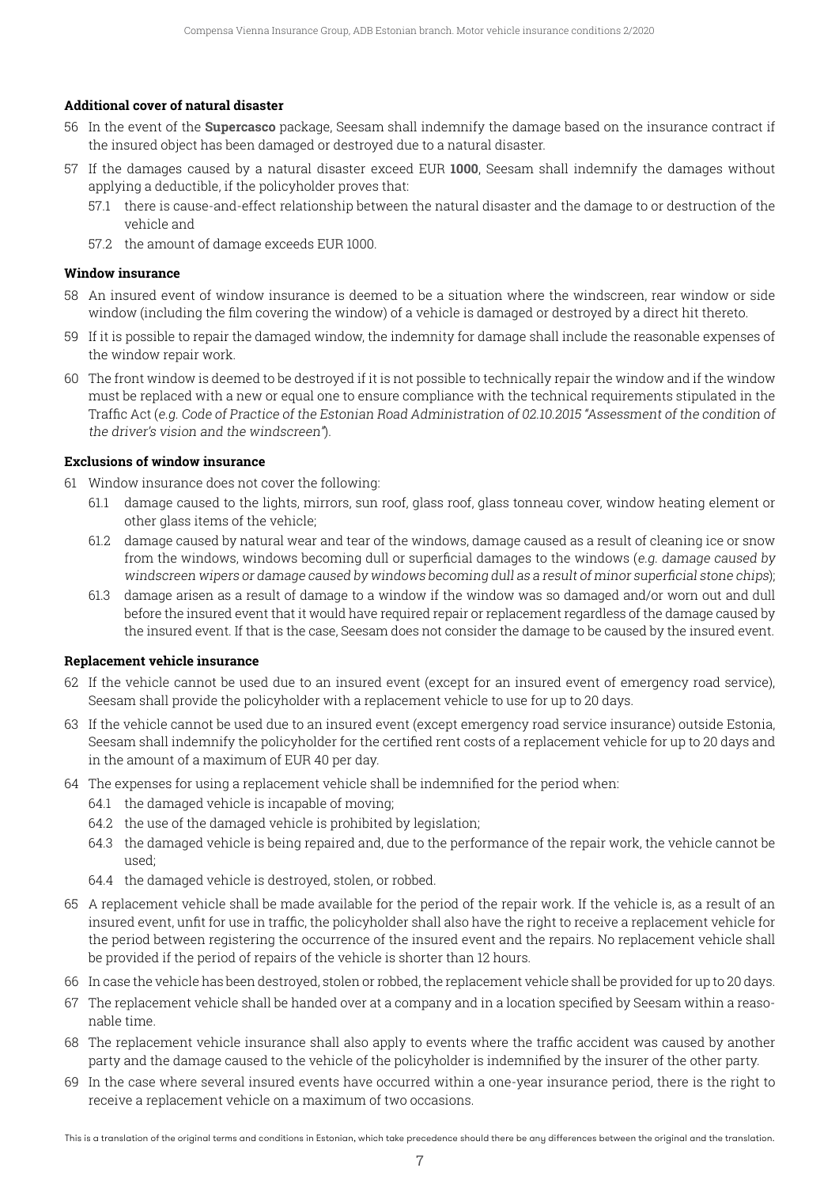**Additional cover of natural disaster**

56 In the event of the **Supercasco** package, Seesam shall indemnify the damage based on the insurance contract if the insured object has been damaged or destroyed due to a natural disaster.

57 If the damages caused by a natural disaster exceed EUR **1000**, Seesam shall indemnify the damages without applying a deductible, if the policyholder proves that:

- 57.1 there is cause-and-effect relationship between the natural disaster and the damage to or destruction of the vehicle and
- 57.2 the amount of damage exceeds EUR 1000.

**Window insurance**

58 An insured event of window insurance is deemed to be a situation where the windscreen, rear window or side window (including the film covering the window) of a vehicle is damaged or destroyed by a direct hit thereto.

59 If it is possible to repair the damaged window, the indemnity for damage shall include the reasonable expenses of the window repair work.

60 The front window is deemed to be destroyed if it is not possible to technically repair the window and if the window must be replaced with a new or equal one to ensure compliance with the technical requirements stipulated in the Traffic Act (*e.g. Code of Practice of the Estonian Road Administration of 02.10.2015 "Assessment of the condition of the driver's vision and the windscreen"*).

**Exclusions of window insurance**

61 Window insurance does not cover the following:

- 61.1 damage caused to the lights, mirrors, sun roof, glass roof, glass tonneau cover, window heating element or other glass items of the vehicle;
- 61.2 damage caused by natural wear and tear of the windows, damage caused as a result of cleaning ice or snow from the windows, windows becoming dull or superficial damages to the windows (*e.g. damage caused by windscreen wipers or damage caused by windows becoming dull as a result of minor superficial stone chips*);
- 61.3 damage arisen as a result of damage to a window if the window was so damaged and/or worn out and dull before the insured event that it would have required repair or replacement regardless of the damage caused by the insured event. If that is the case, Seesam does not consider the damage to be caused by the insured event.

**Replacement vehicle insurance**

62 If the vehicle cannot be used due to an insured event (except for an insured event of emergency road service), Seesam shall provide the policyholder with a replacement vehicle to use for up to 20 days.

63 If the vehicle cannot be used due to an insured event (except emergency road service insurance) outside Estonia, Seesam shall indemnify the policyholder for the certified rent costs of a replacement vehicle for up to 20 days and in the amount of a maximum of EUR 40 per day.

64 The expenses for using a replacement vehicle shall be indemnified for the period when:

- 64.1 the damaged vehicle is incapable of moving;
- 64.2 the use of the damaged vehicle is prohibited by legislation;
- 64.3 the damaged vehicle is being repaired and, due to the performance of the repair work, the vehicle cannot be used;
- 64.4 the damaged vehicle is destroyed, stolen, or robbed.

65 A replacement vehicle shall be made available for the period of the repair work. If the vehicle is, as a result of an insured event, unfit for use in traffic, the policyholder shall also have the right to receive a replacement vehicle for the period between registering the occurrence of the insured event and the repairs. No replacement vehicle shall be provided if the period of repairs of the vehicle is shorter than 12 hours.

66 In case the vehicle has been destroyed, stolen or robbed, the replacement vehicle shall be provided for up to 20 days.

67 The replacement vehicle shall be handed over at a company and in a location specified by Seesam within a reasonable time.

68 The replacement vehicle insurance shall also apply to events where the traffic accident was caused by another party and the damage caused to the vehicle of the policyholder is indemnified by the insurer of the other party.

69 In the case where several insured events have occurred within a one-year insurance period, there is the right to receive a replacement vehicle on a maximum of two occasions.

This is a translation of the original terms and conditions in Estonian, which take precedence should there be any differences between the original and the translation.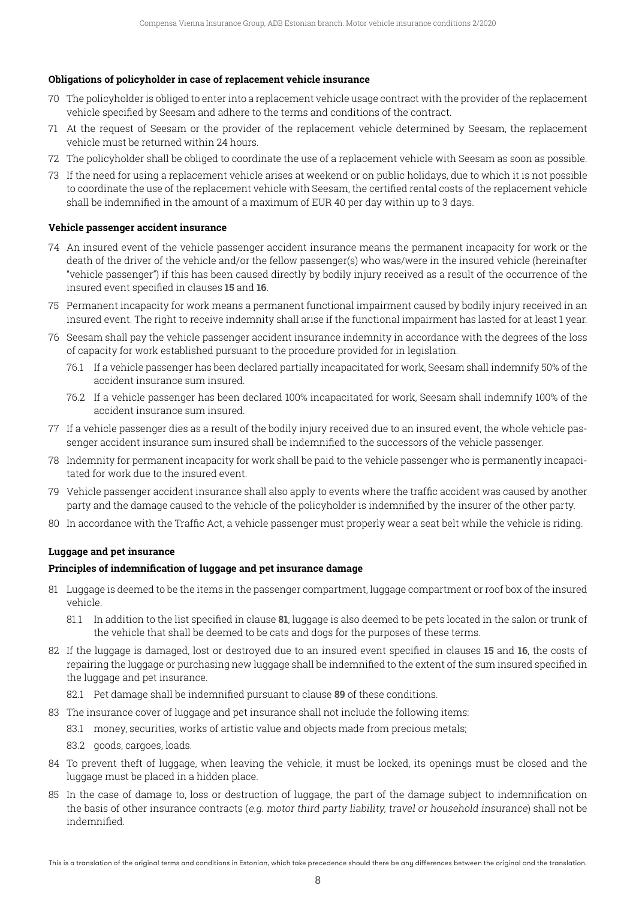**Obligations of policyholder in case of replacement vehicle insurance**

70 The policyholder is obliged to enter into a replacement vehicle usage contract with the provider of the replacement vehicle specified by Seesam and adhere to the terms and conditions of the contract.

71 At the request of Seesam or the provider of the replacement vehicle determined by Seesam, the replacement vehicle must be returned within 24 hours.

72 The policyholder shall be obliged to coordinate the use of a replacement vehicle with Seesam as soon as possible.

73 If the need for using a replacement vehicle arises at weekend or on public holidays, due to which it is not possible to coordinate the use of the replacement vehicle with Seesam, the certified rental costs of the replacement vehicle shall be indemnified in the amount of a maximum of EUR 40 per day within up to 3 days.

**Vehicle passenger accident insurance**

74 An insured event of the vehicle passenger accident insurance means the permanent incapacity for work or the death of the driver of the vehicle and/or the fellow passenger(s) who was/were in the insured vehicle (hereinafter "vehicle passenger") if this has been caused directly by bodily injury received as a result of the occurrence of the insured event specified in clauses **15** and **16**.

75 Permanent incapacity for work means a permanent functional impairment caused by bodily injury received in an insured event. The right to receive indemnity shall arise if the functional impairment has lasted for at least 1 year.

76 Seesam shall pay the vehicle passenger accident insurance indemnity in accordance with the degrees of the loss of capacity for work established pursuant to the procedure provided for in legislation.

   76.1 If a vehicle passenger has been declared partially incapacitated for work, Seesam shall indemnify 50% of the accident insurance sum insured.

   76.2 If a vehicle passenger has been declared 100% incapacitated for work, Seesam shall indemnify 100% of the accident insurance sum insured.

77 If a vehicle passenger dies as a result of the bodily injury received due to an insured event, the whole vehicle passenger accident insurance sum insured shall be indemnified to the successors of the vehicle passenger.

78 Indemnity for permanent incapacity for work shall be paid to the vehicle passenger who is permanently incapacitated for work due to the insured event.

79 Vehicle passenger accident insurance shall also apply to events where the traffic accident was caused by another party and the damage caused to the vehicle of the policyholder is indemnified by the insurer of the other party.

80 In accordance with the Traffic Act, a vehicle passenger must properly wear a seat belt while the vehicle is riding.

**Luggage and pet insurance**

**Principles of indemnification of luggage and pet insurance damage**

81 Luggage is deemed to be the items in the passenger compartment, luggage compartment or roof box of the insured vehicle.

   81.1 In addition to the list specified in clause **81**, luggage is also deemed to be pets located in the salon or trunk of the vehicle that shall be deemed to be cats and dogs for the purposes of these terms.

82 If the luggage is damaged, lost or destroyed due to an insured event specified in clauses **15** and **16**, the costs of repairing the luggage or purchasing new luggage shall be indemnified to the extent of the sum insured specified in the luggage and pet insurance.

   82.1 Pet damage shall be indemnified pursuant to clause **89** of these conditions.

83 The insurance cover of luggage and pet insurance shall not include the following items:

   83.1 money, securities, works of artistic value and objects made from precious metals;

   83.2 goods, cargoes, loads.

84 To prevent theft of luggage, when leaving the vehicle, it must be locked, its openings must be closed and the luggage must be placed in a hidden place.

85 In the case of damage to, loss or destruction of luggage, the part of the damage subject to indemnification on the basis of other insurance contracts (*e.g. motor third party liability, travel or household insurance*) shall not be indemnified.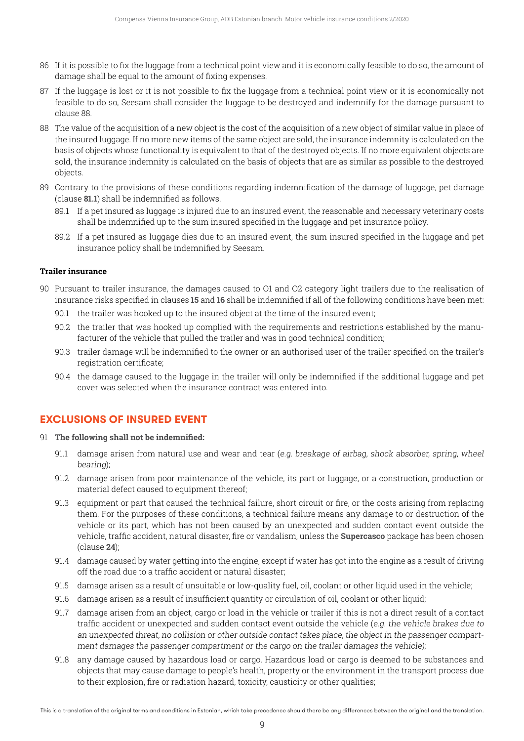86 If it is possible to fix the luggage from a technical point view and it is economically feasible to do so, the amount of damage shall be equal to the amount of fixing expenses.

87 If the luggage is lost or it is not possible to fix the luggage from a technical point view or it is economically not feasible to do so, Seesam shall consider the luggage to be destroyed and indemnify for the damage pursuant to clause 88.

88 The value of the acquisition of a new object is the cost of the acquisition of a new object of similar value in place of the insured luggage. If no more new items of the same object are sold, the insurance indemnity is calculated on the basis of objects whose functionality is equivalent to that of the destroyed objects. If no more equivalent objects are sold, the insurance indemnity is calculated on the basis of objects that are as similar as possible to the destroyed objects.

89 Contrary to the provisions of these conditions regarding indemnification of the damage of luggage, pet damage (clause **81.1**) shall be indemnified as follows.

89.1 If a pet insured as luggage is injured due to an insured event, the reasonable and necessary veterinary costs shall be indemnified up to the sum insured specified in the luggage and pet insurance policy.

89.2 If a pet insured as luggage dies due to an insured event, the sum insured specified in the luggage and pet insurance policy shall be indemnified by Seesam.

**Trailer insurance**

90 Pursuant to trailer insurance, the damages caused to O1 and O2 category light trailers due to the realisation of insurance risks specified in clauses **15** and **16** shall be indemnified if all of the following conditions have been met:

90.1 the trailer was hooked up to the insured object at the time of the insured event;

90.2 the trailer that was hooked up complied with the requirements and restrictions established by the manufacturer of the vehicle that pulled the trailer and was in good technical condition;

90.3 trailer damage will be indemnified to the owner or an authorised user of the trailer specified on the trailer's registration certificate;

90.4 the damage caused to the luggage in the trailer will only be indemnified if the additional luggage and pet cover was selected when the insurance contract was entered into.

## EXCLUSIONS OF INSURED EVENT

91 **The following shall not be indemnified:**

91.1 damage arisen from natural use and wear and tear (*e.g. breakage of airbag, shock absorber, spring, wheel bearing*);

91.2 damage arisen from poor maintenance of the vehicle, its part or luggage, or a construction, production or material defect caused to equipment thereof;

91.3 equipment or part that caused the technical failure, short circuit or fire, or the costs arising from replacing them. For the purposes of these conditions, a technical failure means any damage to or destruction of the vehicle or its part, which has not been caused by an unexpected and sudden contact event outside the vehicle, traffic accident, natural disaster, fire or vandalism, unless the **Supercasco** package has been chosen (clause **24**);

91.4 damage caused by water getting into the engine, except if water has got into the engine as a result of driving off the road due to a traffic accident or natural disaster;

91.5 damage arisen as a result of unsuitable or low-quality fuel, oil, coolant or other liquid used in the vehicle;

91.6 damage arisen as a result of insufficient quantity or circulation of oil, coolant or other liquid;

91.7 damage arisen from an object, cargo or load in the vehicle or trailer if this is not a direct result of a contact traffic accident or unexpected and sudden contact event outside the vehicle (*e.g. the vehicle brakes due to an unexpected threat, no collision or other outside contact takes place, the object in the passenger compartment damages the passenger compartment or the cargo on the trailer damages the vehicle*);

91.8 any damage caused by hazardous load or cargo. Hazardous load or cargo is deemed to be substances and objects that may cause damage to people's health, property or the environment in the transport process due to their explosion, fire or radiation hazard, toxicity, causticity or other qualities;

This is a translation of the original terms and conditions in Estonian, which take precedence should there be any differences between the original and the translation.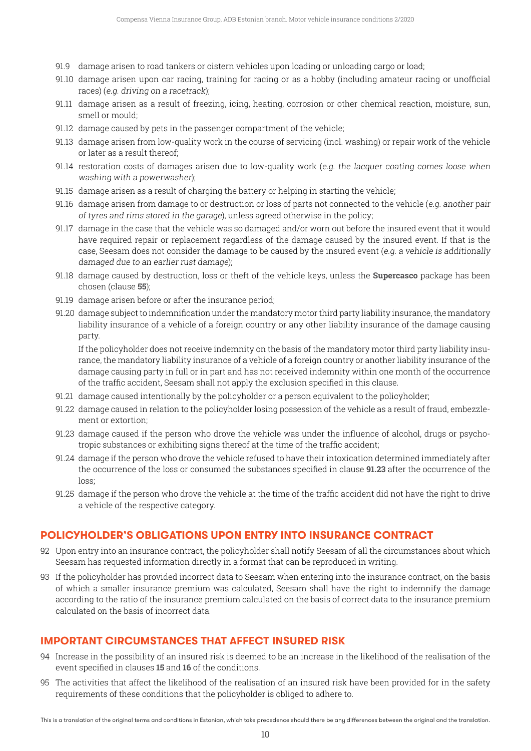91.9 damage arisen to road tankers or cistern vehicles upon loading or unloading cargo or load;

91.10 damage arisen upon car racing, training for racing or as a hobby (including amateur racing or unofficial races) (*e.g. driving on a racetrack*);

91.11 damage arisen as a result of freezing, icing, heating, corrosion or other chemical reaction, moisture, sun, smell or mould;

91.12 damage caused by pets in the passenger compartment of the vehicle;

91.13 damage arisen from low-quality work in the course of servicing (incl. washing) or repair work of the vehicle or later as a result thereof;

91.14 restoration costs of damages arisen due to low-quality work (*e.g. the lacquer coating comes loose when washing with a powerwasher*);

91.15 damage arisen as a result of charging the battery or helping in starting the vehicle;

91.16 damage arisen from damage to or destruction or loss of parts not connected to the vehicle (*e.g. another pair of tyres and rims stored in the garage*), unless agreed otherwise in the policy;

91.17 damage in the case that the vehicle was so damaged and/or worn out before the insured event that it would have required repair or replacement regardless of the damage caused by the insured event. If that is the case, Seesam does not consider the damage to be caused by the insured event (*e.g. a vehicle is additionally damaged due to an earlier rust damage*);

91.18 damage caused by destruction, loss or theft of the vehicle keys, unless the **Supercasco** package has been chosen (clause **55**);

91.19 damage arisen before or after the insurance period;

91.20 damage subject to indemnification under the mandatory motor third party liability insurance, the mandatory liability insurance of a vehicle of a foreign country or any other liability insurance of the damage causing party.

If the policyholder does not receive indemnity on the basis of the mandatory motor third party liability insurance, the mandatory liability insurance of a vehicle of a foreign country or another liability insurance of the damage causing party in full or in part and has not received indemnity within one month of the occurrence of the traffic accident, Seesam shall not apply the exclusion specified in this clause.

91.21 damage caused intentionally by the policyholder or a person equivalent to the policyholder;

91.22 damage caused in relation to the policyholder losing possession of the vehicle as a result of fraud, embezzlement or extortion;

91.23 damage caused if the person who drove the vehicle was under the influence of alcohol, drugs or psychotropic substances or exhibiting signs thereof at the time of the traffic accident;

91.24 damage if the person who drove the vehicle refused to have their intoxication determined immediately after the occurrence of the loss or consumed the substances specified in clause **91.23** after the occurrence of the loss;

91.25 damage if the person who drove the vehicle at the time of the traffic accident did not have the right to drive a vehicle of the respective category.

## POLICYHOLDER'S OBLIGATIONS UPON ENTRY INTO INSURANCE CONTRACT

92 Upon entry into an insurance contract, the policyholder shall notify Seesam of all the circumstances about which Seesam has requested information directly in a format that can be reproduced in writing.

93 If the policyholder has provided incorrect data to Seesam when entering into the insurance contract, on the basis of which a smaller insurance premium was calculated, Seesam shall have the right to indemnify the damage according to the ratio of the insurance premium calculated on the basis of correct data to the insurance premium calculated on the basis of incorrect data.

## IMPORTANT CIRCUMSTANCES THAT AFFECT INSURED RISK

94 Increase in the possibility of an insured risk is deemed to be an increase in the likelihood of the realisation of the event specified in clauses **15** and **16** of the conditions.

95 The activities that affect the likelihood of the realisation of an insured risk have been provided for in the safety requirements of these conditions that the policyholder is obliged to adhere to.

This is a translation of the original terms and conditions in Estonian, which take precedence should there be any differences between the original and the translation.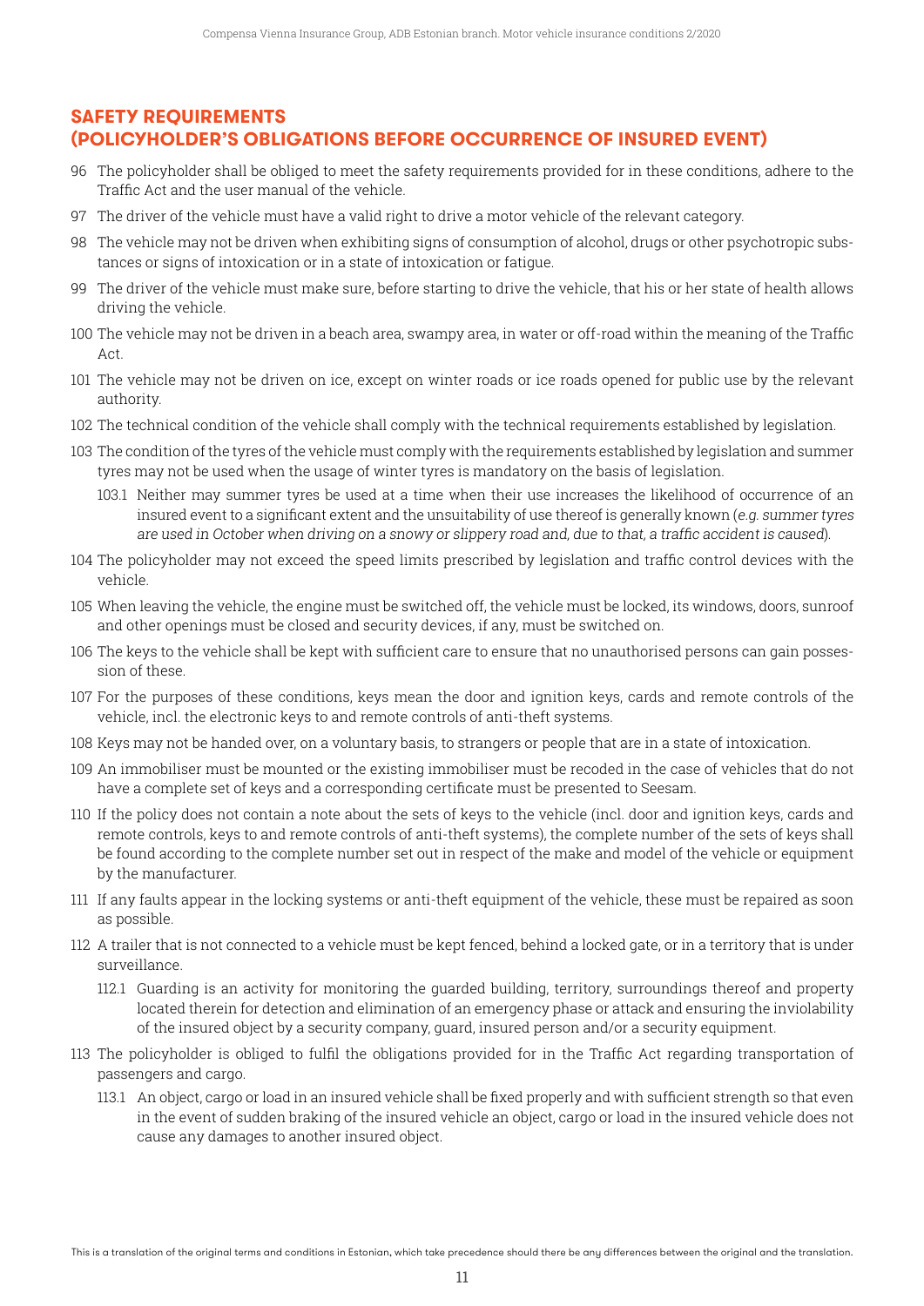## SAFETY REQUIREMENTS (POLICYHOLDER'S OBLIGATIONS BEFORE OCCURRENCE OF INSURED EVENT)

96 The policyholder shall be obliged to meet the safety requirements provided for in these conditions, adhere to the Traffic Act and the user manual of the vehicle.

97 The driver of the vehicle must have a valid right to drive a motor vehicle of the relevant category.

98 The vehicle may not be driven when exhibiting signs of consumption of alcohol, drugs or other psychotropic substances or signs of intoxication or in a state of intoxication or fatigue.

99 The driver of the vehicle must make sure, before starting to drive the vehicle, that his or her state of health allows driving the vehicle.

100 The vehicle may not be driven in a beach area, swampy area, in water or off-road within the meaning of the Traffic Act.

101 The vehicle may not be driven on ice, except on winter roads or ice roads opened for public use by the relevant authority.

102 The technical condition of the vehicle shall comply with the technical requirements established by legislation.

103 The condition of the tyres of the vehicle must comply with the requirements established by legislation and summer tyres may not be used when the usage of winter tyres is mandatory on the basis of legislation.

103.1 Neither may summer tyres be used at a time when their use increases the likelihood of occurrence of an insured event to a significant extent and the unsuitability of use thereof is generally known (*e.g. summer tyres are used in October when driving on a snowy or slippery road and, due to that, a traffic accident is caused*).

104 The policyholder may not exceed the speed limits prescribed by legislation and traffic control devices with the vehicle.

105 When leaving the vehicle, the engine must be switched off, the vehicle must be locked, its windows, doors, sunroof and other openings must be closed and security devices, if any, must be switched on.

106 The keys to the vehicle shall be kept with sufficient care to ensure that no unauthorised persons can gain possession of these.

107 For the purposes of these conditions, keys mean the door and ignition keys, cards and remote controls of the vehicle, incl. the electronic keys to and remote controls of anti-theft systems.

108 Keys may not be handed over, on a voluntary basis, to strangers or people that are in a state of intoxication.

109 An immobiliser must be mounted or the existing immobiliser must be recoded in the case of vehicles that do not have a complete set of keys and a corresponding certificate must be presented to Seesam.

110 If the policy does not contain a note about the sets of keys to the vehicle (incl. door and ignition keys, cards and remote controls, keys to and remote controls of anti-theft systems), the complete number of the sets of keys shall be found according to the complete number set out in respect of the make and model of the vehicle or equipment by the manufacturer.

111 If any faults appear in the locking systems or anti-theft equipment of the vehicle, these must be repaired as soon as possible.

112 A trailer that is not connected to a vehicle must be kept fenced, behind a locked gate, or in a territory that is under surveillance.

112.1 Guarding is an activity for monitoring the guarded building, territory, surroundings thereof and property located therein for detection and elimination of an emergency phase or attack and ensuring the inviolability of the insured object by a security company, guard, insured person and/or a security equipment.

113 The policyholder is obliged to fulfil the obligations provided for in the Traffic Act regarding transportation of passengers and cargo.

113.1 An object, cargo or load in an insured vehicle shall be fixed properly and with sufficient strength so that even in the event of sudden braking of the insured vehicle an object, cargo or load in the insured vehicle does not cause any damages to another insured object.

This is a translation of the original terms and conditions in Estonian, which take precedence should there be any differences between the original and the translation.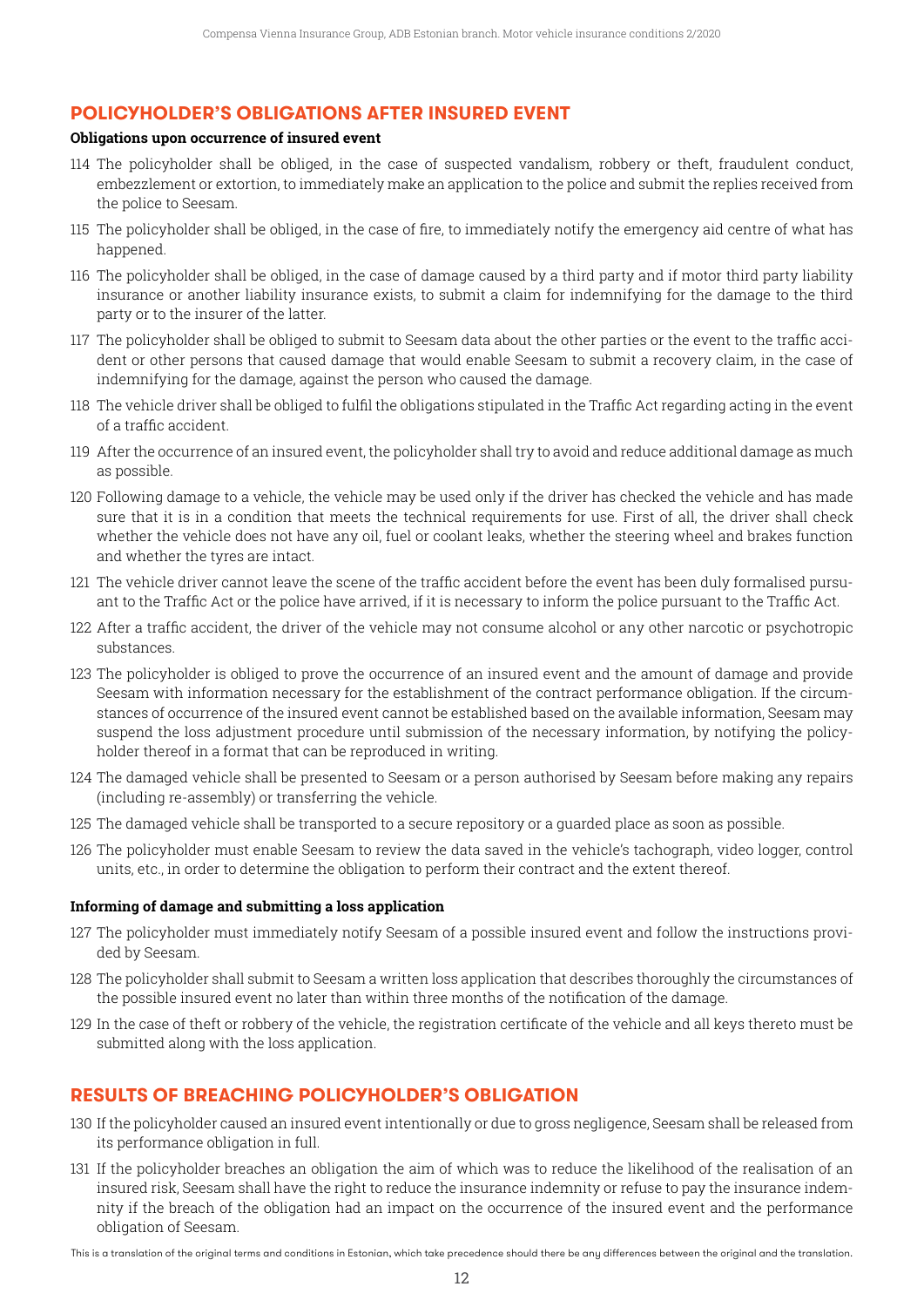## POLICYHOLDER'S OBLIGATIONS AFTER INSURED EVENT

**Obligations upon occurrence of insured event**

114 The policyholder shall be obliged, in the case of suspected vandalism, robbery or theft, fraudulent conduct, embezzlement or extortion, to immediately make an application to the police and submit the replies received from the police to Seesam.

115 The policyholder shall be obliged, in the case of fire, to immediately notify the emergency aid centre of what has happened.

116 The policyholder shall be obliged, in the case of damage caused by a third party and if motor third party liability insurance or another liability insurance exists, to submit a claim for indemnifying for the damage to the third party or to the insurer of the latter.

117 The policyholder shall be obliged to submit to Seesam data about the other parties or the event to the traffic accident or other persons that caused damage that would enable Seesam to submit a recovery claim, in the case of indemnifying for the damage, against the person who caused the damage.

118 The vehicle driver shall be obliged to fulfil the obligations stipulated in the Traffic Act regarding acting in the event of a traffic accident.

119 After the occurrence of an insured event, the policyholder shall try to avoid and reduce additional damage as much as possible.

120 Following damage to a vehicle, the vehicle may be used only if the driver has checked the vehicle and has made sure that it is in a condition that meets the technical requirements for use. First of all, the driver shall check whether the vehicle does not have any oil, fuel or coolant leaks, whether the steering wheel and brakes function and whether the tyres are intact.

121 The vehicle driver cannot leave the scene of the traffic accident before the event has been duly formalised pursuant to the Traffic Act or the police have arrived, if it is necessary to inform the police pursuant to the Traffic Act.

122 After a traffic accident, the driver of the vehicle may not consume alcohol or any other narcotic or psychotropic substances.

123 The policyholder is obliged to prove the occurrence of an insured event and the amount of damage and provide Seesam with information necessary for the establishment of the contract performance obligation. If the circumstances of occurrence of the insured event cannot be established based on the available information, Seesam may suspend the loss adjustment procedure until submission of the necessary information, by notifying the policyholder thereof in a format that can be reproduced in writing.

124 The damaged vehicle shall be presented to Seesam or a person authorised by Seesam before making any repairs (including re-assembly) or transferring the vehicle.

125 The damaged vehicle shall be transported to a secure repository or a guarded place as soon as possible.

126 The policyholder must enable Seesam to review the data saved in the vehicle's tachograph, video logger, control units, etc., in order to determine the obligation to perform their contract and the extent thereof.

**Informing of damage and submitting a loss application**

127 The policyholder must immediately notify Seesam of a possible insured event and follow the instructions provided by Seesam.

128 The policyholder shall submit to Seesam a written loss application that describes thoroughly the circumstances of the possible insured event no later than within three months of the notification of the damage.

129 In the case of theft or robbery of the vehicle, the registration certificate of the vehicle and all keys thereto must be submitted along with the loss application.

## RESULTS OF BREACHING POLICYHOLDER'S OBLIGATION

130 If the policyholder caused an insured event intentionally or due to gross negligence, Seesam shall be released from its performance obligation in full.

131 If the policyholder breaches an obligation the aim of which was to reduce the likelihood of the realisation of an insured risk, Seesam shall have the right to reduce the insurance indemnity or refuse to pay the insurance indemnity if the breach of the obligation had an impact on the occurrence of the insured event and the performance obligation of Seesam.

This is a translation of the original terms and conditions in Estonian, which take precedence should there be any differences between the original and the translation.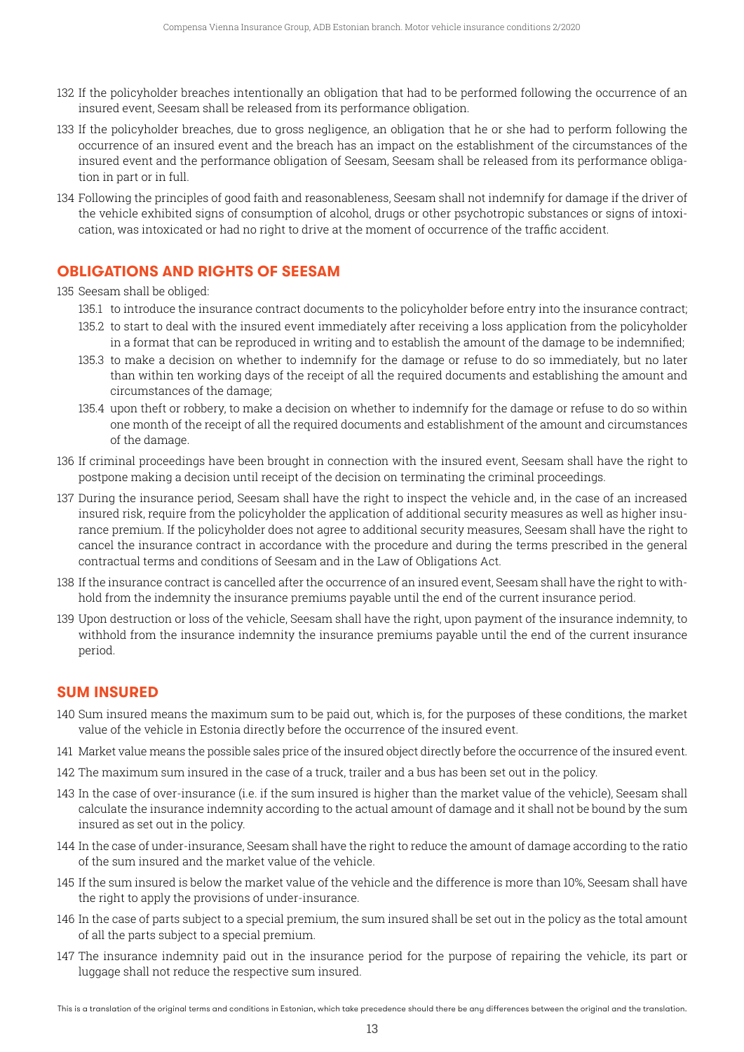132 If the policyholder breaches intentionally an obligation that had to be performed following the occurrence of an insured event, Seesam shall be released from its performance obligation.

133 If the policyholder breaches, due to gross negligence, an obligation that he or she had to perform following the occurrence of an insured event and the breach has an impact on the establishment of the circumstances of the insured event and the performance obligation of Seesam, Seesam shall be released from its performance obligation in part or in full.

134 Following the principles of good faith and reasonableness, Seesam shall not indemnify for damage if the driver of the vehicle exhibited signs of consumption of alcohol, drugs or other psychotropic substances or signs of intoxication, was intoxicated or had no right to drive at the moment of occurrence of the traffic accident.

## OBLIGATIONS AND RIGHTS OF SEESAM

135 Seesam shall be obliged:

135.1 to introduce the insurance contract documents to the policyholder before entry into the insurance contract;

135.2 to start to deal with the insured event immediately after receiving a loss application from the policyholder in a format that can be reproduced in writing and to establish the amount of the damage to be indemnified;

135.3 to make a decision on whether to indemnify for the damage or refuse to do so immediately, but no later than within ten working days of the receipt of all the required documents and establishing the amount and circumstances of the damage;

135.4 upon theft or robbery, to make a decision on whether to indemnify for the damage or refuse to do so within one month of the receipt of all the required documents and establishment of the amount and circumstances of the damage.

136 If criminal proceedings have been brought in connection with the insured event, Seesam shall have the right to postpone making a decision until receipt of the decision on terminating the criminal proceedings.

137 During the insurance period, Seesam shall have the right to inspect the vehicle and, in the case of an increased insured risk, require from the policyholder the application of additional security measures as well as higher insurance premium. If the policyholder does not agree to additional security measures, Seesam shall have the right to cancel the insurance contract in accordance with the procedure and during the terms prescribed in the general contractual terms and conditions of Seesam and in the Law of Obligations Act.

138 If the insurance contract is cancelled after the occurrence of an insured event, Seesam shall have the right to withhold from the indemnity the insurance premiums payable until the end of the current insurance period.

139 Upon destruction or loss of the vehicle, Seesam shall have the right, upon payment of the insurance indemnity, to withhold from the insurance indemnity the insurance premiums payable until the end of the current insurance period.

## SUM INSURED

140 Sum insured means the maximum sum to be paid out, which is, for the purposes of these conditions, the market value of the vehicle in Estonia directly before the occurrence of the insured event.

141 Market value means the possible sales price of the insured object directly before the occurrence of the insured event.

142 The maximum sum insured in the case of a truck, trailer and a bus has been set out in the policy.

143 In the case of over-insurance (i.e. if the sum insured is higher than the market value of the vehicle), Seesam shall calculate the insurance indemnity according to the actual amount of damage and it shall not be bound by the sum insured as set out in the policy.

144 In the case of under-insurance, Seesam shall have the right to reduce the amount of damage according to the ratio of the sum insured and the market value of the vehicle.

145 If the sum insured is below the market value of the vehicle and the difference is more than 10%, Seesam shall have the right to apply the provisions of under-insurance.

146 In the case of parts subject to a special premium, the sum insured shall be set out in the policy as the total amount of all the parts subject to a special premium.

147 The insurance indemnity paid out in the insurance period for the purpose of repairing the vehicle, its part or luggage shall not reduce the respective sum insured.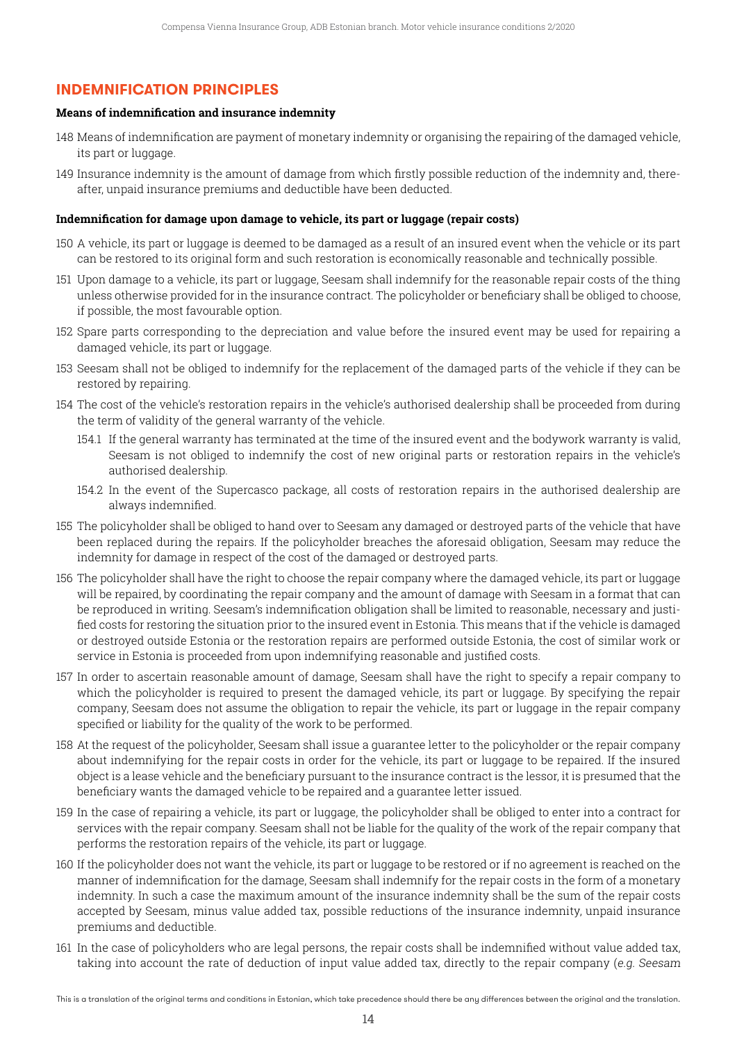## INDEMNIFICATION PRINCIPLES

**Means of indemnification and insurance indemnity**

148 Means of indemnification are payment of monetary indemnity or organising the repairing of the damaged vehicle, its part or luggage.

149 Insurance indemnity is the amount of damage from which firstly possible reduction of the indemnity and, thereafter, unpaid insurance premiums and deductible have been deducted.

**Indemnification for damage upon damage to vehicle, its part or luggage (repair costs)**

150 A vehicle, its part or luggage is deemed to be damaged as a result of an insured event when the vehicle or its part can be restored to its original form and such restoration is economically reasonable and technically possible.

151 Upon damage to a vehicle, its part or luggage, Seesam shall indemnify for the reasonable repair costs of the thing unless otherwise provided for in the insurance contract. The policyholder or beneficiary shall be obliged to choose, if possible, the most favourable option.

152 Spare parts corresponding to the depreciation and value before the insured event may be used for repairing a damaged vehicle, its part or luggage.

153 Seesam shall not be obliged to indemnify for the replacement of the damaged parts of the vehicle if they can be restored by repairing.

154 The cost of the vehicle's restoration repairs in the vehicle's authorised dealership shall be proceeded from during the term of validity of the general warranty of the vehicle.

- 154.1 If the general warranty has terminated at the time of the insured event and the bodywork warranty is valid, Seesam is not obliged to indemnify the cost of new original parts or restoration repairs in the vehicle's authorised dealership.
- 154.2 In the event of the Supercasco package, all costs of restoration repairs in the authorised dealership are always indemnified.

155 The policyholder shall be obliged to hand over to Seesam any damaged or destroyed parts of the vehicle that have been replaced during the repairs. If the policyholder breaches the aforesaid obligation, Seesam may reduce the indemnity for damage in respect of the cost of the damaged or destroyed parts.

156 The policyholder shall have the right to choose the repair company where the damaged vehicle, its part or luggage will be repaired, by coordinating the repair company and the amount of damage with Seesam in a format that can be reproduced in writing. Seesam's indemnification obligation shall be limited to reasonable, necessary and justified costs for restoring the situation prior to the insured event in Estonia. This means that if the vehicle is damaged or destroyed outside Estonia or the restoration repairs are performed outside Estonia, the cost of similar work or service in Estonia is proceeded from upon indemnifying reasonable and justified costs.

157 In order to ascertain reasonable amount of damage, Seesam shall have the right to specify a repair company to which the policyholder is required to present the damaged vehicle, its part or luggage. By specifying the repair company, Seesam does not assume the obligation to repair the vehicle, its part or luggage in the repair company specified or liability for the quality of the work to be performed.

158 At the request of the policyholder, Seesam shall issue a guarantee letter to the policyholder or the repair company about indemnifying for the repair costs in order for the vehicle, its part or luggage to be repaired. If the insured object is a lease vehicle and the beneficiary pursuant to the insurance contract is the lessor, it is presumed that the beneficiary wants the damaged vehicle to be repaired and a guarantee letter issued.

159 In the case of repairing a vehicle, its part or luggage, the policyholder shall be obliged to enter into a contract for services with the repair company. Seesam shall not be liable for the quality of the work of the repair company that performs the restoration repairs of the vehicle, its part or luggage.

160 If the policyholder does not want the vehicle, its part or luggage to be restored or if no agreement is reached on the manner of indemnification for the damage, Seesam shall indemnify for the repair costs in the form of a monetary indemnity. In such a case the maximum amount of the insurance indemnity shall be the sum of the repair costs accepted by Seesam, minus value added tax, possible reductions of the insurance indemnity, unpaid insurance premiums and deductible.

161 In the case of policyholders who are legal persons, the repair costs shall be indemnified without value added tax, taking into account the rate of deduction of input value added tax, directly to the repair company (*e.g. Seesam*

This is a translation of the original terms and conditions in Estonian, which take precedence should there be any differences between the original and the translation.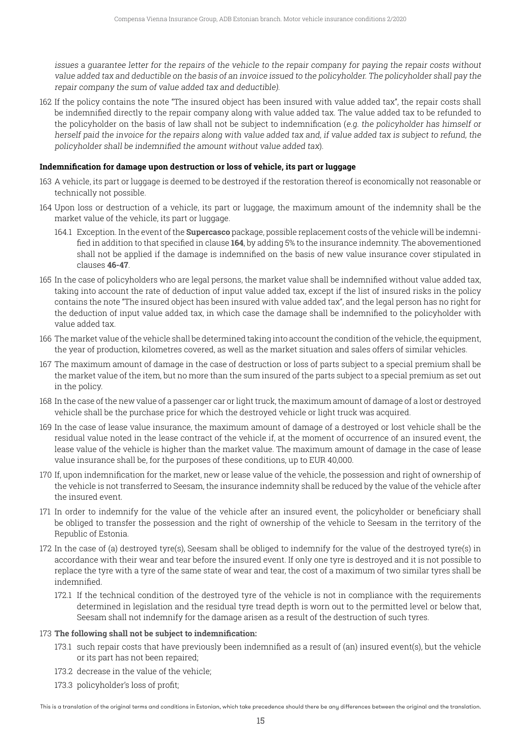*issues a guarantee letter for the repairs of the vehicle to the repair company for paying the repair costs without value added tax and deductible on the basis of an invoice issued to the policyholder. The policyholder shall pay the repair company the sum of value added tax and deductible).*

162 If the policy contains the note "The insured object has been insured with value added tax", the repair costs shall be indemnified directly to the repair company along with value added tax. The value added tax to be refunded to the policyholder on the basis of law shall not be subject to indemnification (*e.g. the policyholder has himself or herself paid the invoice for the repairs along with value added tax and, if value added tax is subject to refund, the policyholder shall be indemnified the amount without value added tax*).

**Indemnification for damage upon destruction or loss of vehicle, its part or luggage**

163 A vehicle, its part or luggage is deemed to be destroyed if the restoration thereof is economically not reasonable or technically not possible.

164 Upon loss or destruction of a vehicle, its part or luggage, the maximum amount of the indemnity shall be the market value of the vehicle, its part or luggage.

  164.1 Exception. In the event of the **Supercasco** package, possible replacement costs of the vehicle will be indemnified in addition to that specified in clause **164**, by adding 5% to the insurance indemnity. The abovementioned shall not be applied if the damage is indemnified on the basis of new value insurance cover stipulated in clauses **46-47**.

165 In the case of policyholders who are legal persons, the market value shall be indemnified without value added tax, taking into account the rate of deduction of input value added tax, except if the list of insured risks in the policy contains the note "The insured object has been insured with value added tax", and the legal person has no right for the deduction of input value added tax, in which case the damage shall be indemnified to the policyholder with value added tax.

166 The market value of the vehicle shall be determined taking into account the condition of the vehicle, the equipment, the year of production, kilometres covered, as well as the market situation and sales offers of similar vehicles.

167 The maximum amount of damage in the case of destruction or loss of parts subject to a special premium shall be the market value of the item, but no more than the sum insured of the parts subject to a special premium as set out in the policy.

168 In the case of the new value of a passenger car or light truck, the maximum amount of damage of a lost or destroyed vehicle shall be the purchase price for which the destroyed vehicle or light truck was acquired.

169 In the case of lease value insurance, the maximum amount of damage of a destroyed or lost vehicle shall be the residual value noted in the lease contract of the vehicle if, at the moment of occurrence of an insured event, the lease value of the vehicle is higher than the market value. The maximum amount of damage in the case of lease value insurance shall be, for the purposes of these conditions, up to EUR 40,000.

170 If, upon indemnification for the market, new or lease value of the vehicle, the possession and right of ownership of the vehicle is not transferred to Seesam, the insurance indemnity shall be reduced by the value of the vehicle after the insured event.

171 In order to indemnify for the value of the vehicle after an insured event, the policyholder or beneficiary shall be obliged to transfer the possession and the right of ownership of the vehicle to Seesam in the territory of the Republic of Estonia.

172 In the case of (a) destroyed tyre(s), Seesam shall be obliged to indemnify for the value of the destroyed tyre(s) in accordance with their wear and tear before the insured event. If only one tyre is destroyed and it is not possible to replace the tyre with a tyre of the same state of wear and tear, the cost of a maximum of two similar tyres shall be indemnified.

  172.1 If the technical condition of the destroyed tyre of the vehicle is not in compliance with the requirements determined in legislation and the residual tyre tread depth is worn out to the permitted level or below that, Seesam shall not indemnify for the damage arisen as a result of the destruction of such tyres.

173 **The following shall not be subject to indemnification:**

  173.1 such repair costs that have previously been indemnified as a result of (an) insured event(s), but the vehicle or its part has not been repaired;

  173.2 decrease in the value of the vehicle;

  173.3 policyholder's loss of profit;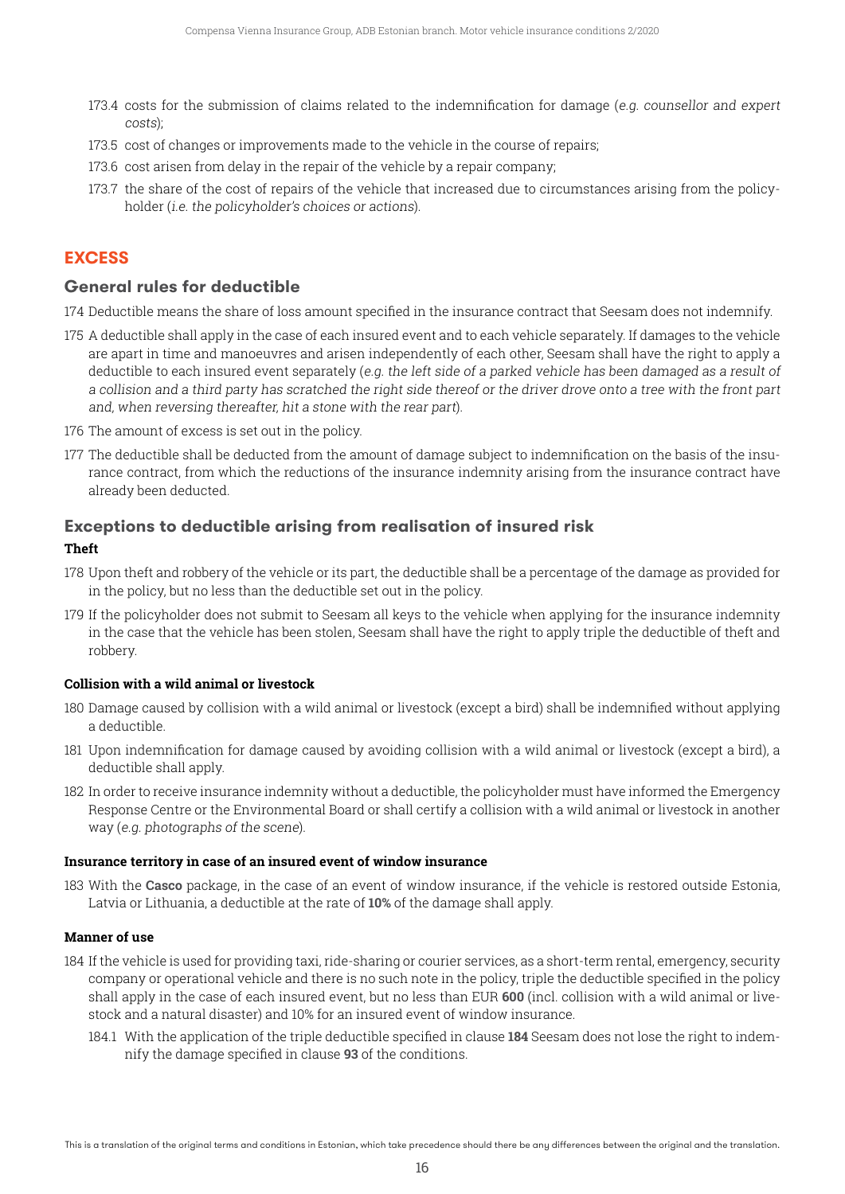173.4 costs for the submission of claims related to the indemnification for damage (*e.g. counsellor and expert costs*);

173.5 cost of changes or improvements made to the vehicle in the course of repairs;

173.6 cost arisen from delay in the repair of the vehicle by a repair company;

173.7 the share of the cost of repairs of the vehicle that increased due to circumstances arising from the policyholder (*i.e. the policyholder's choices or actions*).

# EXCESS

## General rules for deductible

174 Deductible means the share of loss amount specified in the insurance contract that Seesam does not indemnify.

175 A deductible shall apply in the case of each insured event and to each vehicle separately. If damages to the vehicle are apart in time and manoeuvres and arisen independently of each other, Seesam shall have the right to apply a deductible to each insured event separately (*e.g. the left side of a parked vehicle has been damaged as a result of a collision and a third party has scratched the right side thereof or the driver drove onto a tree with the front part and, when reversing thereafter, hit a stone with the rear part*).

176 The amount of excess is set out in the policy.

177 The deductible shall be deducted from the amount of damage subject to indemnification on the basis of the insurance contract, from which the reductions of the insurance indemnity arising from the insurance contract have already been deducted.

## Exceptions to deductible arising from realisation of insured risk

### Theft

178 Upon theft and robbery of the vehicle or its part, the deductible shall be a percentage of the damage as provided for in the policy, but no less than the deductible set out in the policy.

179 If the policyholder does not submit to Seesam all keys to the vehicle when applying for the insurance indemnity in the case that the vehicle has been stolen, Seesam shall have the right to apply triple the deductible of theft and robbery.

### Collision with a wild animal or livestock

180 Damage caused by collision with a wild animal or livestock (except a bird) shall be indemnified without applying a deductible.

181 Upon indemnification for damage caused by avoiding collision with a wild animal or livestock (except a bird), a deductible shall apply.

182 In order to receive insurance indemnity without a deductible, the policyholder must have informed the Emergency Response Centre or the Environmental Board or shall certify a collision with a wild animal or livestock in another way (*e.g. photographs of the scene*).

### Insurance territory in case of an insured event of window insurance

183 With the **Casco** package, in the case of an event of window insurance, if the vehicle is restored outside Estonia, Latvia or Lithuania, a deductible at the rate of **10%** of the damage shall apply.

### Manner of use

184 If the vehicle is used for providing taxi, ride-sharing or courier services, as a short-term rental, emergency, security company or operational vehicle and there is no such note in the policy, triple the deductible specified in the policy shall apply in the case of each insured event, but no less than EUR **600** (incl. collision with a wild animal or livestock and a natural disaster) and 10% for an insured event of window insurance.

184.1 With the application of the triple deductible specified in clause **184** Seesam does not lose the right to indemnify the damage specified in clause **93** of the conditions.